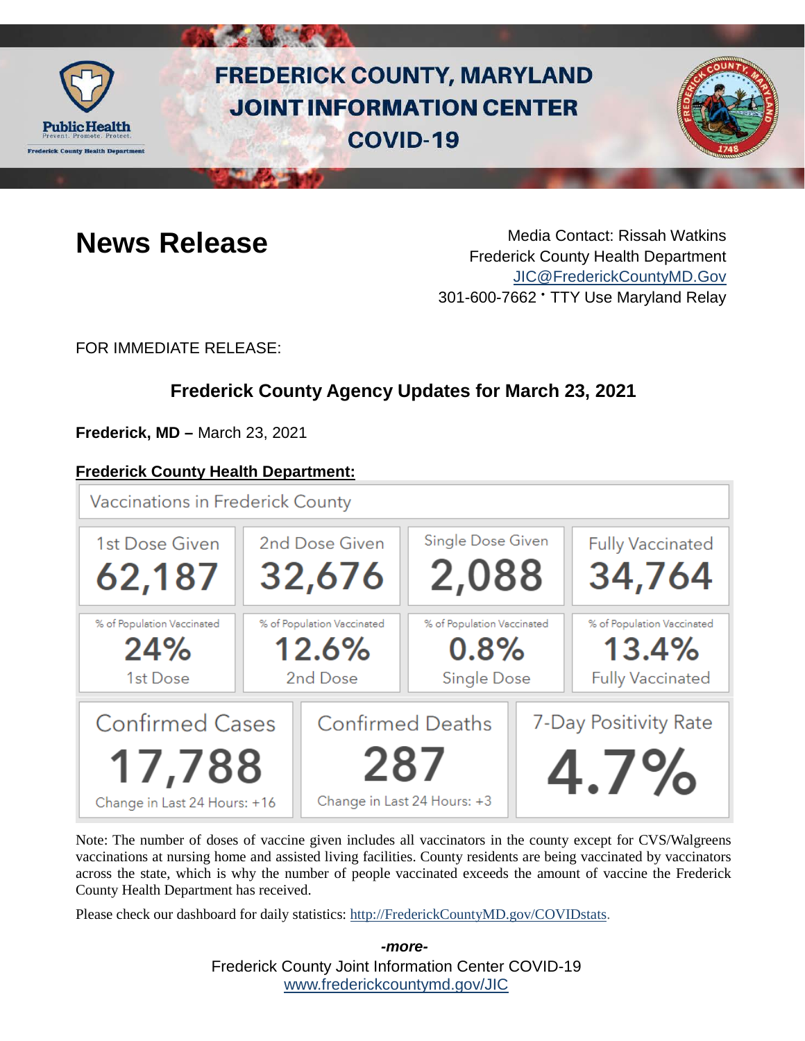# FREDERICK COUNTY, MARYLAND JOINT INFORMATION CENTER COVID-19

## News Release

Media Contact: Rissah Watkins
Frederick County Health Department
JIC@FrederickCountyMD.Gov
301-600-7662 • TTY Use Maryland Relay

FOR IMMEDIATE RELEASE:

### Frederick County Agency Updates for March 23, 2021

**Frederick, MD –** March 23, 2021

**Frederick County Health Department:**

Vaccinations in Frederick County

| 1st Dose Given | 2nd Dose Given | Single Dose Given | Fully Vaccinated |
|---|---|---|---|
| 62,187 | 32,676 | 2,088 | 34,764 |
| % of Population Vaccinated 24% 1st Dose | % of Population Vaccinated 12.6% 2nd Dose | % of Population Vaccinated 0.8% Single Dose | % of Population Vaccinated 13.4% Fully Vaccinated |

| Confirmed Cases | Confirmed Deaths | 7-Day Positivity Rate |
|---|---|---|
| 17,788 | 287 | 4.7% |
| Change in Last 24 Hours: +16 | Change in Last 24 Hours: +3 | |

Note: The number of doses of vaccine given includes all vaccinators in the county except for CVS/Walgreens vaccinations at nursing home and assisted living facilities. County residents are being vaccinated by vaccinators across the state, which is why the number of people vaccinated exceeds the amount of vaccine the Frederick County Health Department has received.

Please check our dashboard for daily statistics: http://FrederickCountyMD.gov/COVIDstats.

*-more-*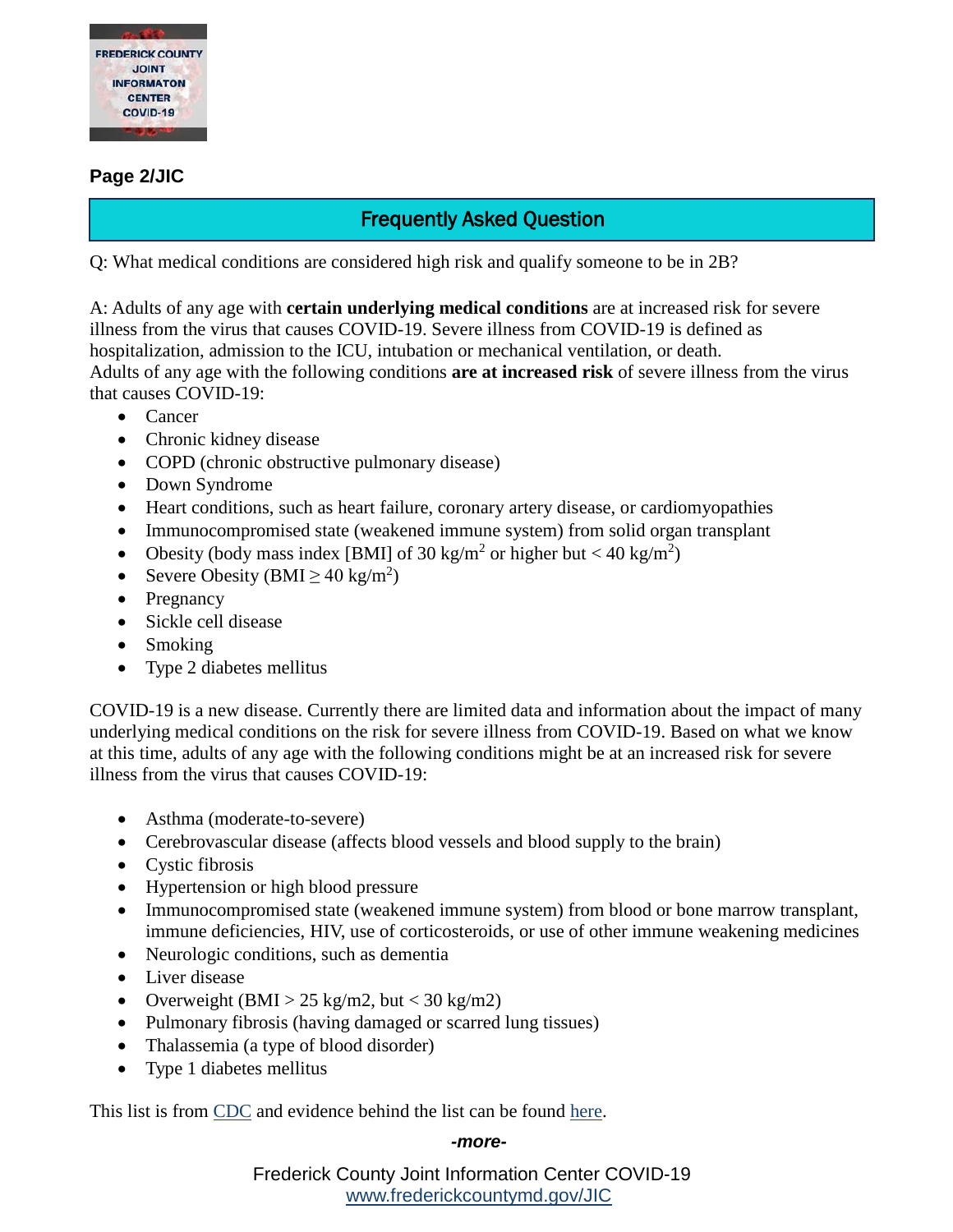## Frequently Asked Question

Q: What medical conditions are considered high risk and qualify someone to be in 2B?

A: Adults of any age with **certain underlying medical conditions** are at increased risk for severe illness from the virus that causes COVID-19. Severe illness from COVID-19 is defined as hospitalization, admission to the ICU, intubation or mechanical ventilation, or death.
Adults of any age with the following conditions **are at increased risk** of severe illness from the virus that causes COVID-19:

- Cancer
- Chronic kidney disease
- COPD (chronic obstructive pulmonary disease)
- Down Syndrome
- Heart conditions, such as heart failure, coronary artery disease, or cardiomyopathies
- Immunocompromised state (weakened immune system) from solid organ transplant
- Obesity (body mass index [BMI] of 30 $kg/m^2$ or higher but < 40 $kg/m^2$)
- Severe Obesity (BMI $\geq$ 40 $kg/m^2$)
- Pregnancy
- Sickle cell disease
- Smoking
- Type 2 diabetes mellitus

COVID-19 is a new disease. Currently there are limited data and information about the impact of many underlying medical conditions on the risk for severe illness from COVID-19. Based on what we know at this time, adults of any age with the following conditions might be at an increased risk for severe illness from the virus that causes COVID-19:

- Asthma (moderate-to-severe)
- Cerebrovascular disease (affects blood vessels and blood supply to the brain)
- Cystic fibrosis
- Hypertension or high blood pressure
- Immunocompromised state (weakened immune system) from blood or bone marrow transplant, immune deficiencies, HIV, use of corticosteroids, or use of other immune weakening medicines
- Neurologic conditions, such as dementia
- Liver disease
- Overweight (BMI > 25 kg/m2, but < 30 kg/m2)
- Pulmonary fibrosis (having damaged or scarred lung tissues)
- Thalassemia (a type of blood disorder)
- Type 1 diabetes mellitus

This list is from CDC and evidence behind the list can be found here.

***-more-***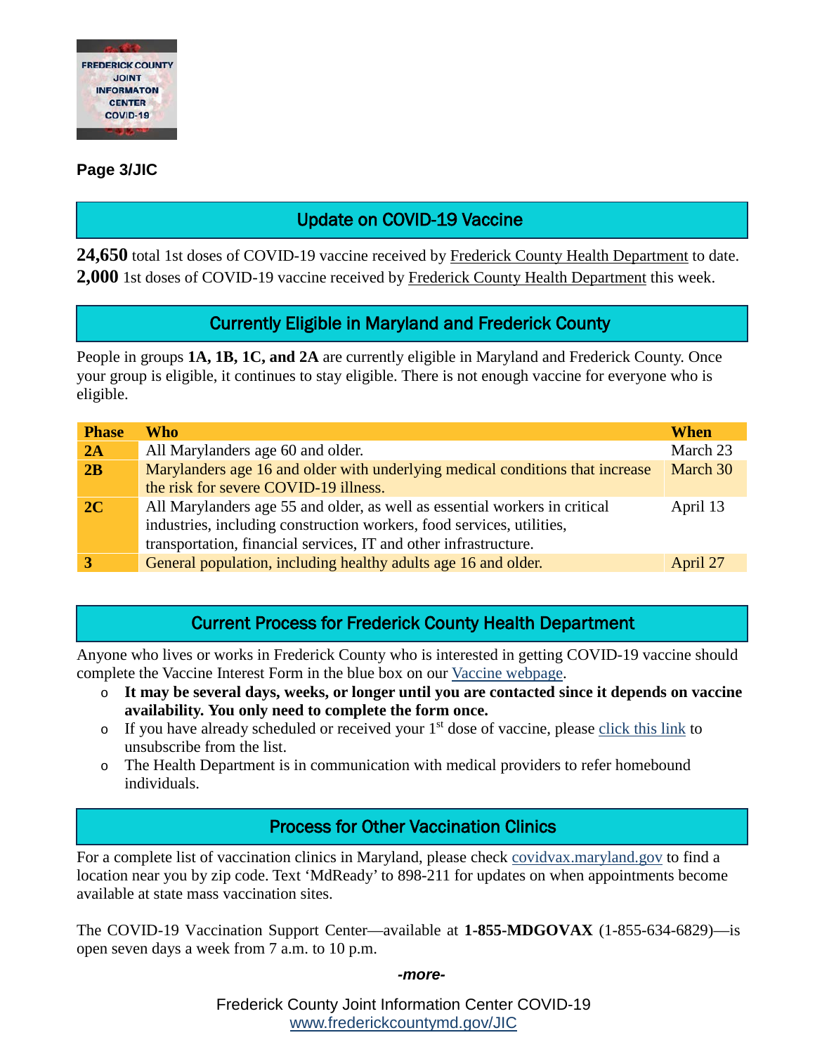**Page 3/JIC**

## Update on COVID-19 Vaccine

**24,650** total 1st doses of COVID-19 vaccine received by Frederick County Health Department to date.
**2,000** 1st doses of COVID-19 vaccine received by Frederick County Health Department this week.

## Currently Eligible in Maryland and Frederick County

People in groups **1A, 1B, 1C, and 2A** are currently eligible in Maryland and Frederick County. Once your group is eligible, it continues to stay eligible. There is not enough vaccine for everyone who is eligible.

| Phase | Who | When |
|---|---|---|
| **2A** | All Marylanders age 60 and older. | March 23 |
| **2B** | Marylanders age 16 and older with underlying medical conditions that increase the risk for severe COVID-19 illness. | March 30 |
| **2C** | All Marylanders age 55 and older, as well as essential workers in critical industries, including construction workers, food services, utilities, transportation, financial services, IT and other infrastructure. | April 13 |
| **3** | General population, including healthy adults age 16 and older. | April 27 |

## Current Process for Frederick County Health Department

Anyone who lives or works in Frederick County who is interested in getting COVID-19 vaccine should complete the Vaccine Interest Form in the blue box on our Vaccine webpage.

- **It may be several days, weeks, or longer until you are contacted since it depends on vaccine availability. You only need to complete the form once.**
- If you have already scheduled or received your 1st dose of vaccine, please click this link to unsubscribe from the list.
- The Health Department is in communication with medical providers to refer homebound individuals.

## Process for Other Vaccination Clinics

For a complete list of vaccination clinics in Maryland, please check covidvax.maryland.gov to find a location near you by zip code. Text 'MdReady' to 898-211 for updates on when appointments become available at state mass vaccination sites.

The COVID-19 Vaccination Support Center—available at **1-855-MDGOVAX** (1-855-634-6829)—is open seven days a week from 7 a.m. to 10 p.m.

*-more-*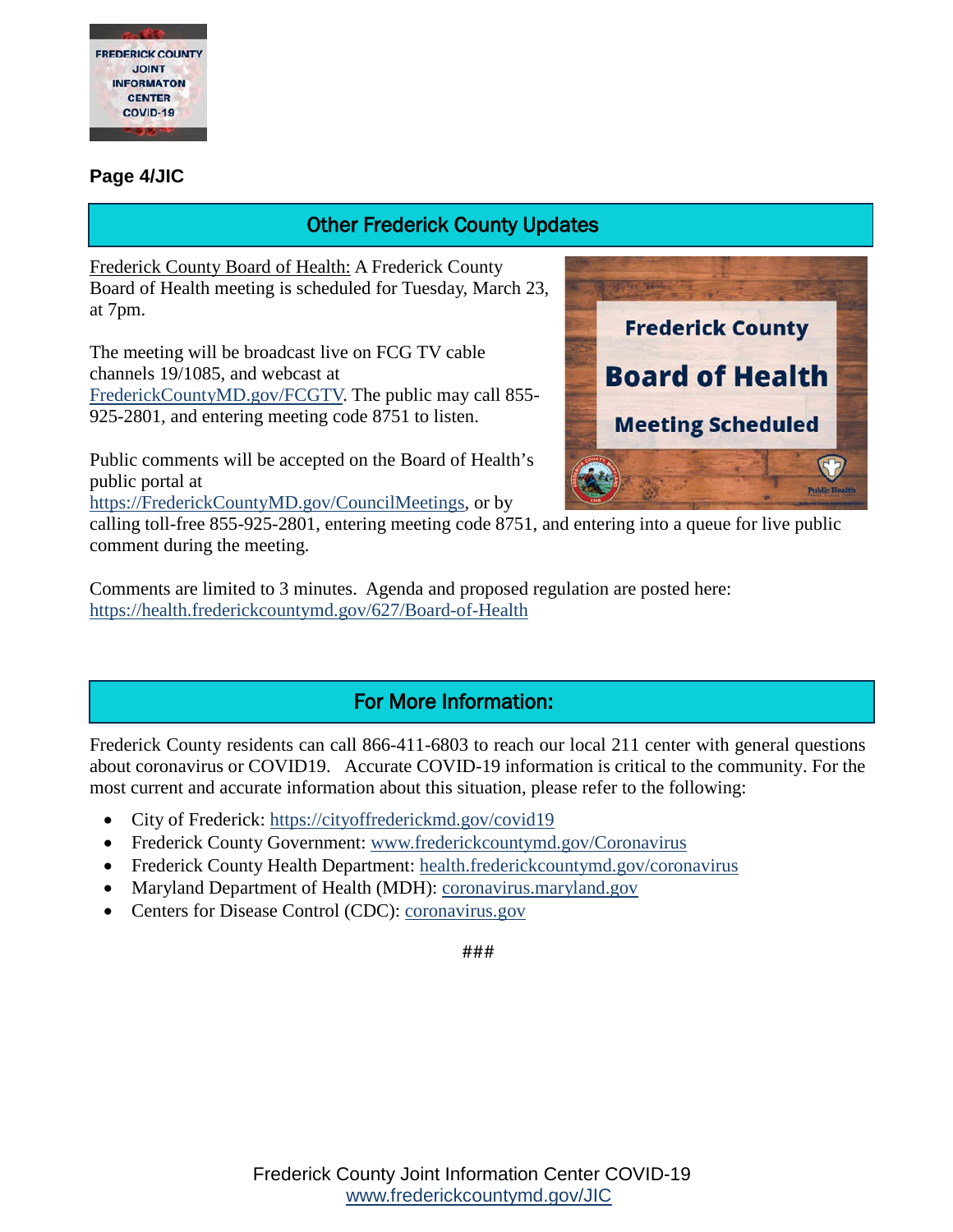**Page 4/JIC**

## Other Frederick County Updates

Frederick County Board of Health: A Frederick County Board of Health meeting is scheduled for Tuesday, March 23, at 7pm.

The meeting will be broadcast live on FCG TV cable channels 19/1085, and webcast at FrederickCountyMD.gov/FCGTV. The public may call 855-925-2801, and entering meeting code 8751 to listen.

Public comments will be accepted on the Board of Health's public portal at https://FrederickCountyMD.gov/CouncilMeetings, or by calling toll-free 855-925-2801, entering meeting code 8751, and entering into a queue for live public comment during the meeting.

Comments are limited to 3 minutes. Agenda and proposed regulation are posted here: https://health.frederickcountymd.gov/627/Board-of-Health

## For More Information:

Frederick County residents can call 866-411-6803 to reach our local 211 center with general questions about coronavirus or COVID19. Accurate COVID-19 information is critical to the community. For the most current and accurate information about this situation, please refer to the following:

- City of Frederick: https://cityoffrederickmd.gov/covid19
- Frederick County Government: www.frederickcountymd.gov/Coronavirus
- Frederick County Health Department: health.frederickcountymd.gov/coronavirus
- Maryland Department of Health (MDH): coronavirus.maryland.gov
- Centers for Disease Control (CDC): coronavirus.gov

###